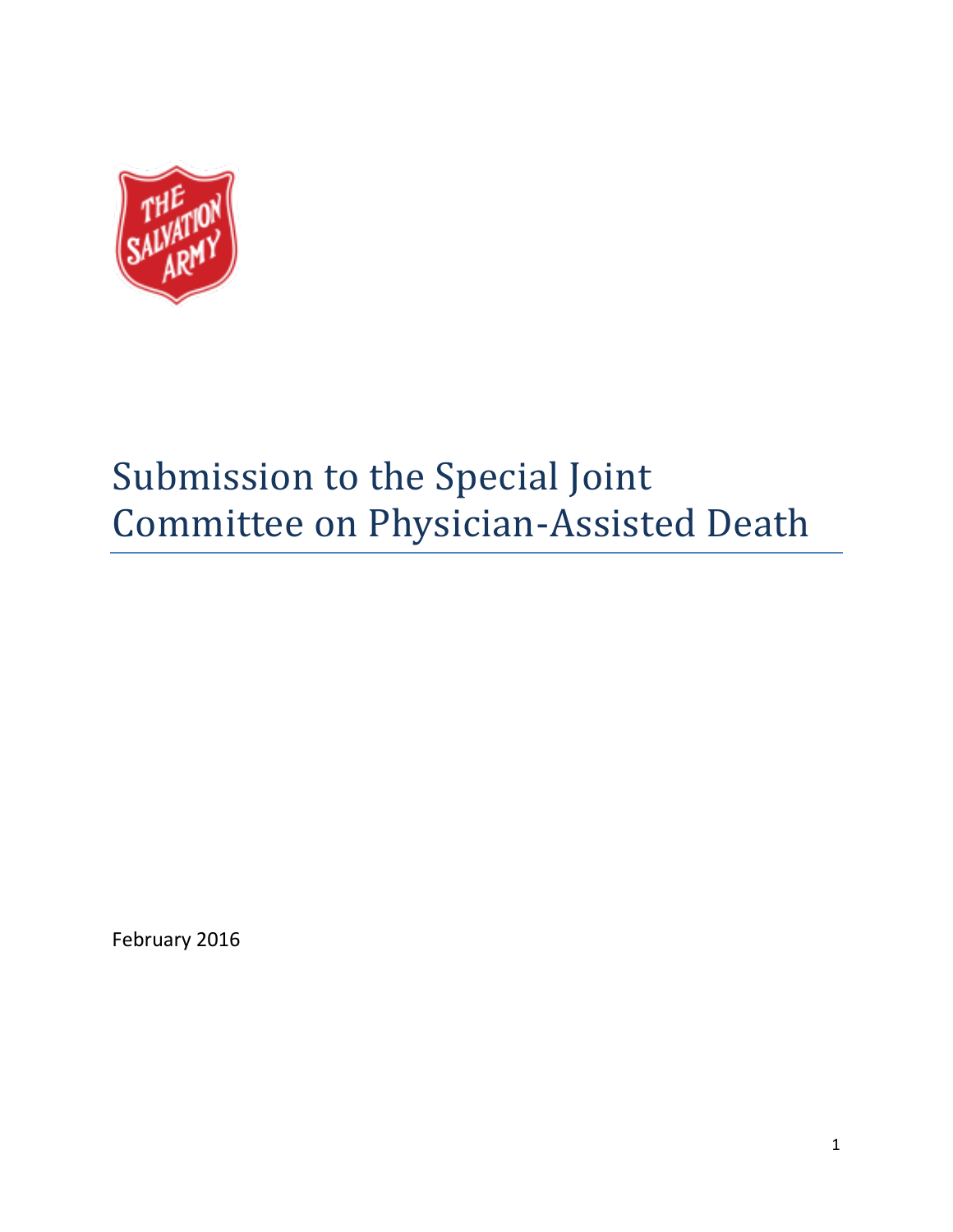# Submission to the Special Joint Committee on Physician-Assisted Death

February 2016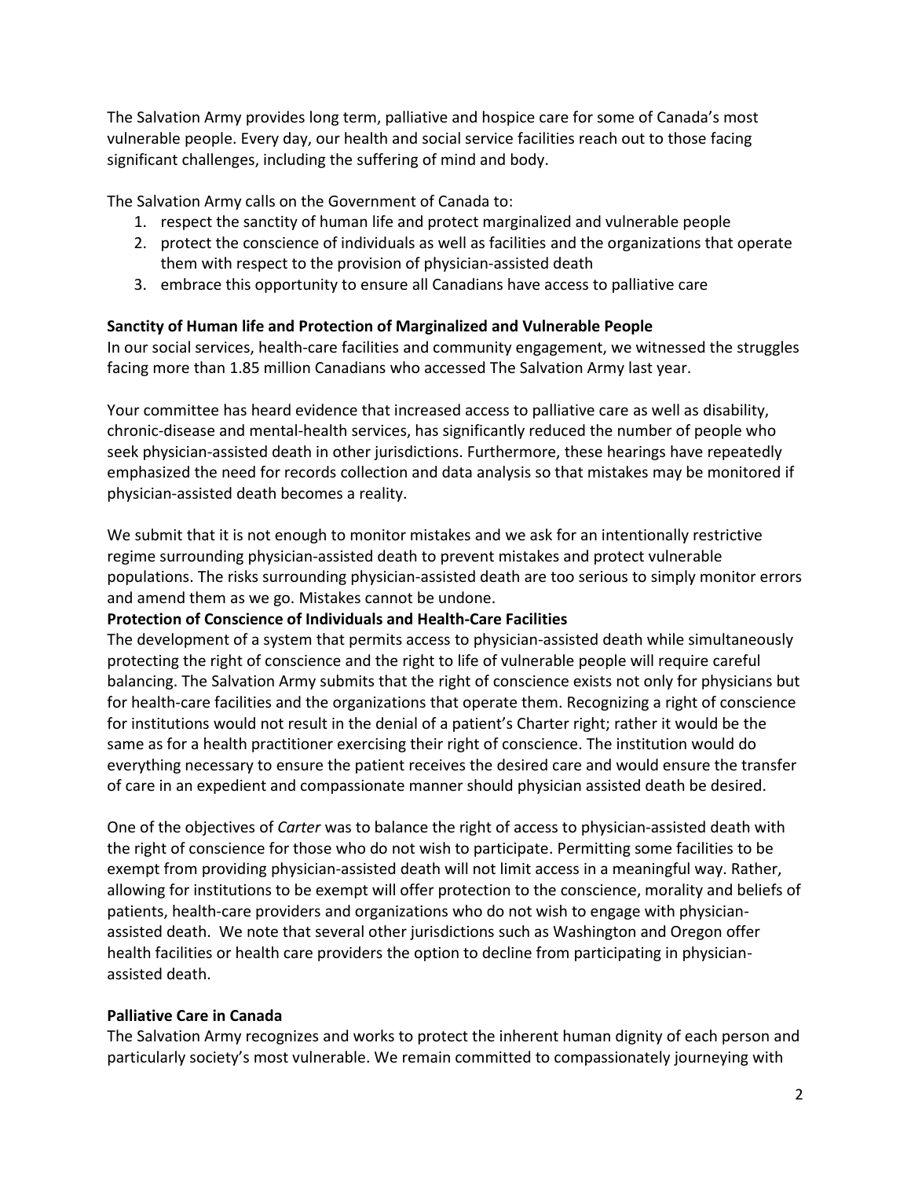The Salvation Army provides long term, palliative and hospice care for some of Canada's most vulnerable people. Every day, our health and social service facilities reach out to those facing significant challenges, including the suffering of mind and body.

The Salvation Army calls on the Government of Canada to:

1. respect the sanctity of human life and protect marginalized and vulnerable people
2. protect the conscience of individuals as well as facilities and the organizations that operate them with respect to the provision of physician-assisted death
3. embrace this opportunity to ensure all Canadians have access to palliative care

**Sanctity of Human life and Protection of Marginalized and Vulnerable People**

In our social services, health-care facilities and community engagement, we witnessed the struggles facing more than 1.85 million Canadians who accessed The Salvation Army last year.

Your committee has heard evidence that increased access to palliative care as well as disability, chronic-disease and mental-health services, has significantly reduced the number of people who seek physician-assisted death in other jurisdictions. Furthermore, these hearings have repeatedly emphasized the need for records collection and data analysis so that mistakes may be monitored if physician-assisted death becomes a reality.

We submit that it is not enough to monitor mistakes and we ask for an intentionally restrictive regime surrounding physician-assisted death to prevent mistakes and protect vulnerable populations. The risks surrounding physician-assisted death are too serious to simply monitor errors and amend them as we go. Mistakes cannot be undone.

**Protection of Conscience of Individuals and Health-Care Facilities**

The development of a system that permits access to physician-assisted death while simultaneously protecting the right of conscience and the right to life of vulnerable people will require careful balancing. The Salvation Army submits that the right of conscience exists not only for physicians but for health-care facilities and the organizations that operate them. Recognizing a right of conscience for institutions would not result in the denial of a patient's Charter right; rather it would be the same as for a health practitioner exercising their right of conscience. The institution would do everything necessary to ensure the patient receives the desired care and would ensure the transfer of care in an expedient and compassionate manner should physician assisted death be desired.

One of the objectives of *Carter* was to balance the right of access to physician-assisted death with the right of conscience for those who do not wish to participate. Permitting some facilities to be exempt from providing physician-assisted death will not limit access in a meaningful way. Rather, allowing for institutions to be exempt will offer protection to the conscience, morality and beliefs of patients, health-care providers and organizations who do not wish to engage with physician-assisted death. We note that several other jurisdictions such as Washington and Oregon offer health facilities or health care providers the option to decline from participating in physician-assisted death.

**Palliative Care in Canada**

The Salvation Army recognizes and works to protect the inherent human dignity of each person and particularly society's most vulnerable. We remain committed to compassionately journeying with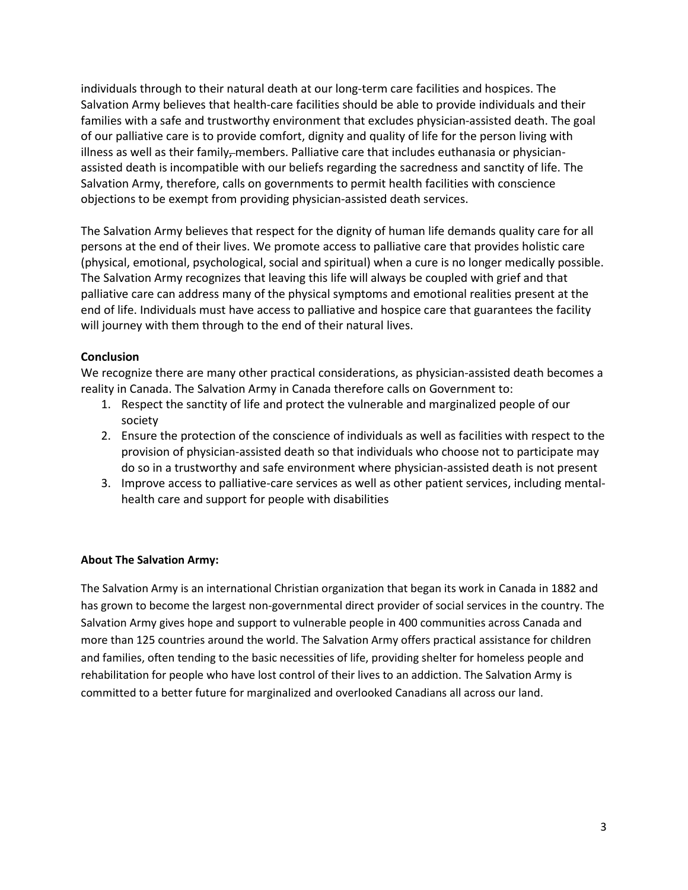individuals through to their natural death at our long-term care facilities and hospices. The Salvation Army believes that health-care facilities should be able to provide individuals and their families with a safe and trustworthy environment that excludes physician-assisted death. The goal of our palliative care is to provide comfort, dignity and quality of life for the person living with illness as well as their family, members. Palliative care that includes euthanasia or physician-assisted death is incompatible with our beliefs regarding the sacredness and sanctity of life. The Salvation Army, therefore, calls on governments to permit health facilities with conscience objections to be exempt from providing physician-assisted death services.

The Salvation Army believes that respect for the dignity of human life demands quality care for all persons at the end of their lives. We promote access to palliative care that provides holistic care (physical, emotional, psychological, social and spiritual) when a cure is no longer medically possible. The Salvation Army recognizes that leaving this life will always be coupled with grief and that palliative care can address many of the physical symptoms and emotional realities present at the end of life. Individuals must have access to palliative and hospice care that guarantees the facility will journey with them through to the end of their natural lives.

**Conclusion**

We recognize there are many other practical considerations, as physician-assisted death becomes a reality in Canada. The Salvation Army in Canada therefore calls on Government to:

1. Respect the sanctity of life and protect the vulnerable and marginalized people of our society
2. Ensure the protection of the conscience of individuals as well as facilities with respect to the provision of physician-assisted death so that individuals who choose not to participate may do so in a trustworthy and safe environment where physician-assisted death is not present
3. Improve access to palliative-care services as well as other patient services, including mental-health care and support for people with disabilities

**About The Salvation Army:**

The Salvation Army is an international Christian organization that began its work in Canada in 1882 and has grown to become the largest non-governmental direct provider of social services in the country. The Salvation Army gives hope and support to vulnerable people in 400 communities across Canada and more than 125 countries around the world. The Salvation Army offers practical assistance for children and families, often tending to the basic necessities of life, providing shelter for homeless people and rehabilitation for people who have lost control of their lives to an addiction. The Salvation Army is committed to a better future for marginalized and overlooked Canadians all across our land.